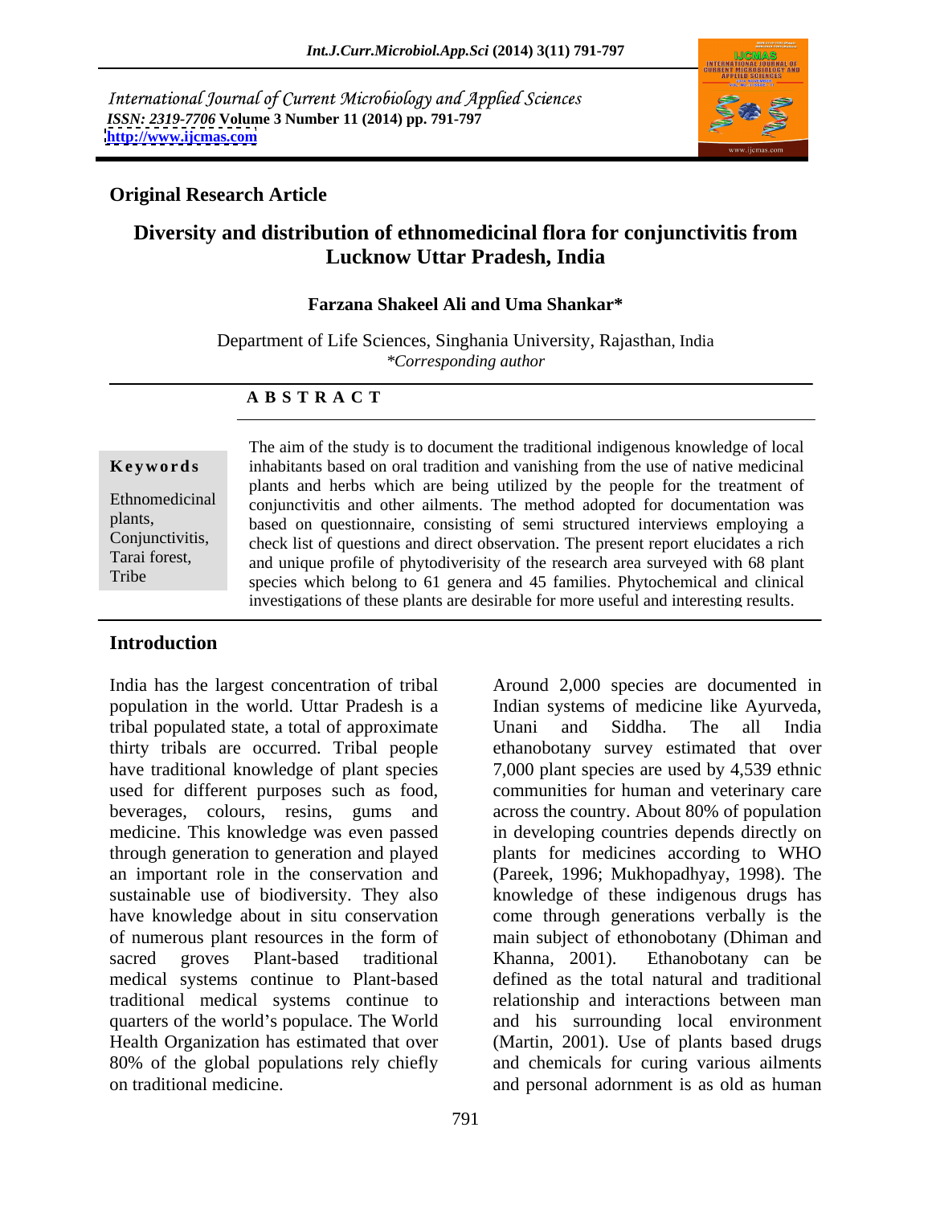International Journal of Current Microbiology and Applied Sciences
*ISSN: 2319-7706* **Volume 3 Number 11 (2014) pp. 791-797**
**http://www.ijcmas.com**

**Original Research Article**

# Diversity and distribution of ethnomedicinal flora for conjunctivitis from Lucknow Uttar Pradesh, India

**Farzana Shakeel Ali and Uma Shankar***

Department of Life Sciences, Singhania University, Rajasthan, India
*\*Corresponding author*

**A B S T R A C T**

**Keywords**

Ethnomedicinal plants, Conjunctivitis, Tarai forest, Tribe

The aim of the study is to document the traditional indigenous knowledge of local inhabitants based on oral tradition and vanishing from the use of native medicinal plants and herbs which are being utilized by the people for the treatment of conjunctivitis and other ailments. The method adopted for documentation was based on questionnaire, consisting of semi structured interviews employing a check list of questions and direct observation. The present report elucidates a rich and unique profile of phytodiverisity of the research area surveyed with 68 plant species which belong to 61 genera and 45 families. Phytochemical and clinical investigations of these plants are desirable for more useful and interesting results.

## Introduction

India has the largest concentration of tribal population in the world. Uttar Pradesh is a tribal populated state, a total of approximate thirty tribals are occurred. Tribal people have traditional knowledge of plant species used for different purposes such as food, beverages, colours, resins, gums and medicine. This knowledge was even passed through generation to generation and played an important role in the conservation and sustainable use of biodiversity. They also have knowledge about in situ conservation of numerous plant resources in the form of sacred groves Plant-based traditional medical systems continue to Plant-based traditional medical systems continue to quarters of the world's populace. The World Health Organization has estimated that over 80% of the global populations rely chiefly on traditional medicine.

Around 2,000 species are documented in Indian systems of medicine like Ayurveda, Unani and Siddha. The all India ethanobotany survey estimated that over 7,000 plant species are used by 4,539 ethnic communities for human and veterinary care across the country. About 80% of population in developing countries depends directly on plants for medicines according to WHO (Pareek, 1996; Mukhopadhyay, 1998). The knowledge of these indigenous drugs has come through generations verbally is the main subject of ethonobotany (Dhiman and Khanna, 2001). Ethanobotany can be defined as the total natural and traditional relationship and interactions between man and his surrounding local environment (Martin, 2001). Use of plants based drugs and chemicals for curing various ailments and personal adornment is as old as human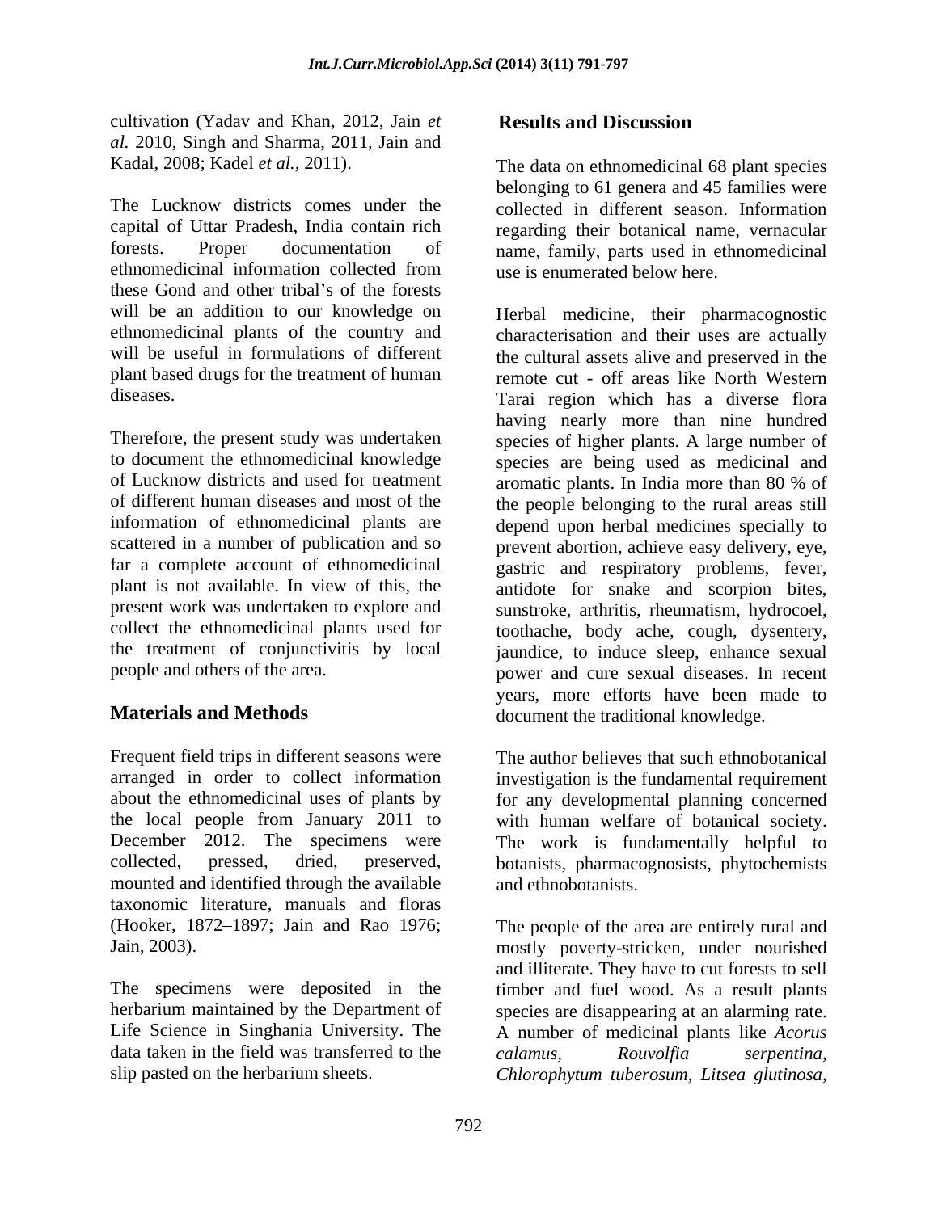cultivation (Yadav and Khan, 2012, Jain *et al.* 2010, Singh and Sharma, 2011, Jain and Kadal, 2008; Kadel *et al.,* 2011).

The Lucknow districts comes under the capital of Uttar Pradesh, India contain rich forests. Proper documentation of ethnomedicinal information collected from these Gond and other tribal's of the forests will be an addition to our knowledge on ethnomedicinal plants of the country and will be useful in formulations of different plant based drugs for the treatment of human diseases.

Therefore, the present study was undertaken to document the ethnomedicinal knowledge of Lucknow districts and used for treatment of different human diseases and most of the information of ethnomedicinal plants are scattered in a number of publication and so far a complete account of ethnomedicinal plant is not available. In view of this, the present work was undertaken to explore and collect the ethnomedicinal plants used for the treatment of conjunctivitis by local people and others of the area.

## Materials and Methods

Frequent field trips in different seasons were arranged in order to collect information about the ethnomedicinal uses of plants by the local people from January 2011 to December 2012. The specimens were collected, pressed, dried, preserved, mounted and identified through the available taxonomic literature, manuals and floras (Hooker, 1872–1897; Jain and Rao 1976; Jain, 2003).

The specimens were deposited in the herbarium maintained by the Department of Life Science in Singhania University. The data taken in the field was transferred to the slip pasted on the herbarium sheets.

## Results and Discussion

The data on ethnomedicinal 68 plant species belonging to 61 genera and 45 families were collected in different season. Information regarding their botanical name, vernacular name, family, parts used in ethnomedicinal use is enumerated below here.

Herbal medicine, their pharmacognostic characterisation and their uses are actually the cultural assets alive and preserved in the remote cut - off areas like North Western Tarai region which has a diverse flora having nearly more than nine hundred species of higher plants. A large number of species are being used as medicinal and aromatic plants. In India more than 80 % of the people belonging to the rural areas still depend upon herbal medicines specially to prevent abortion, achieve easy delivery, eye, gastric and respiratory problems, fever, antidote for snake and scorpion bites, sunstroke, arthritis, rheumatism, hydrocoel, toothache, body ache, cough, dysentery, jaundice, to induce sleep, enhance sexual power and cure sexual diseases. In recent years, more efforts have been made to document the traditional knowledge.

The author believes that such ethnobotanical investigation is the fundamental requirement for any developmental planning concerned with human welfare of botanical society. The work is fundamentally helpful to botanists, pharmacognosists, phytochemists and ethnobotanists.

The people of the area are entirely rural and mostly poverty-stricken, under nourished and illiterate. They have to cut forests to sell timber and fuel wood. As a result plants species are disappearing at an alarming rate. A number of medicinal plants like *Acorus calamus, Rouvolfia serpentina, Chlorophytum tuberosum, Litsea glutinosa,*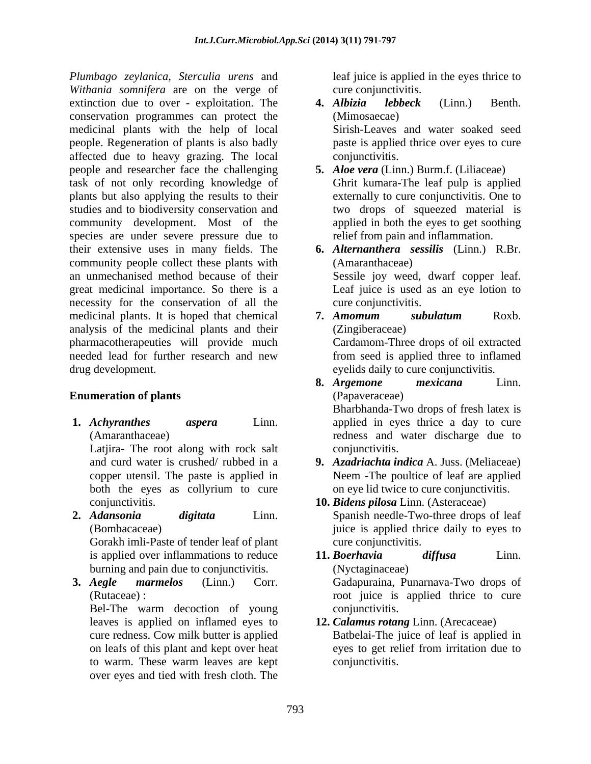*Plumbago zeylanica*, *Sterculia urens* and *Withania somnifera* are on the verge of extinction due to over - exploitation. The conservation programmes can protect the medicinal plants with the help of local people. Regeneration of plants is also badly affected due to heavy grazing. The local people and researcher face the challenging task of not only recording knowledge of plants but also applying the results to their studies and to biodiversity conservation and community development. Most of the species are under severe pressure due to their extensive uses in many fields. The community people collect these plants with an unmechanised method because of their great medicinal importance. So there is a necessity for the conservation of all the medicinal plants. It is hoped that chemical analysis of the medicinal plants and their pharmacotherapeuties will provide much needed lead for further research and new drug development.

## Enumeration of plants

1. ***Achyranthes aspera*** Linn. (Amaranthaceae)
   Latjira- The root along with rock salt and curd water is crushed/ rubbed in a copper utensil. The paste is applied in both the eyes as collyrium to cure conjunctivitis.
2. ***Adansonia digitata*** Linn. (Bombacaceae)
   Gorakh imli-Paste of tender leaf of plant is applied over inflammations to reduce burning and pain due to conjunctivitis.
3. ***Aegle marmelos*** (Linn.) Corr. (Rutaceae) :
   Bel-The warm decoction of young leaves is applied on inflamed eyes to cure redness. Cow milk butter is applied on leafs of this plant and kept over heat to warm. These warm leaves are kept over eyes and tied with fresh cloth. The leaf juice is applied in the eyes thrice to cure conjunctivitis.
4. ***Albizia lebbeck*** (Linn.) Benth. (Mimosaecae)
   Sirish-Leaves and water soaked seed paste is applied thrice over eyes to cure conjunctivitis.
5. ***Aloe vera*** (Linn.) Burm.f. (Liliaceae)
   Ghrit kumara-The leaf pulp is applied externally to cure conjunctivitis. One to two drops of squeezed material is applied in both the eyes to get soothing relief from pain and inflammation.
6. ***Alternanthera sessilis*** (Linn.) R.Br. (Amaranthaceae)
   Sessile joy weed, dwarf copper leaf. Leaf juice is used as an eye lotion to cure conjunctivitis.
7. ***Amomum subulatum*** Roxb. (Zingiberaceae)
   Cardamom-Three drops of oil extracted from seed is applied three to inflamed eyelids daily to cure conjunctivitis.
8. ***Argemone mexicana*** Linn. (Papaveraceae)
   Bharbhanda-Two drops of fresh latex is applied in eyes thrice a day to cure redness and water discharge due to conjunctivitis.
9. ***Azadriachta indica*** A. Juss. (Meliaceae)
   Neem -The poultice of leaf are applied on eye lid twice to cure conjunctivitis.
10. ***Bidens pilosa*** Linn. (Asteraceae)
    Spanish needle-Two-three drops of leaf juice is applied thrice daily to eyes to cure conjunctivitis.
11. ***Boerhavia diffusa*** Linn. (Nyctaginaceae)
    Gadapuraina, Punarnava-Two drops of root juice is applied thrice to cure conjunctivitis.
12. ***Calamus rotang*** Linn. (Arecaceae)
    Batbelai-The juice of leaf is applied in eyes to get relief from irritation due to conjunctivitis.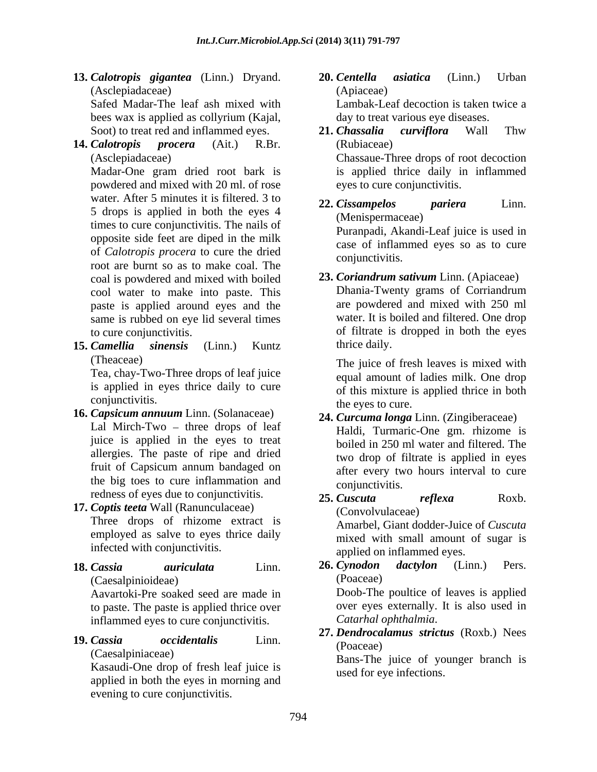13. ***Calotropis gigantea*** (Linn.) Dryand. (Asclepiadaceae)
    Safed Madar-The leaf ash mixed with bees wax is applied as collyrium (Kajal, Soot) to treat red and inflammed eyes.

14. ***Calotropis procera*** (Ait.) R.Br. (Asclepiadaceae)
    Madar-One gram dried root bark is powdered and mixed with 20 ml. of rose water. After 5 minutes it is filtered. 3 to 5 drops is applied in both the eyes 4 times to cure conjunctivitis. The nails of opposite side feet are diped in the milk of *Calotropis procera* to cure the dried root are burnt so as to make coal. The coal is powdered and mixed with boiled cool water to make into paste. This paste is applied around eyes and the same is rubbed on eye lid several times to cure conjunctivitis.

15. ***Camellia sinensis*** (Linn.) Kuntz (Theaceae)
    Tea, chay-Two-Three drops of leaf juice is applied in eyes thrice daily to cure conjunctivitis.

16. ***Capsicum annuum*** Linn. (Solanaceae)
    Lal Mirch-Two – three drops of leaf juice is applied in the eyes to treat allergies. The paste of ripe and dried fruit of Capsicum annum bandaged on the big toes to cure inflammation and redness of eyes due to conjunctivitis.

17. ***Coptis teeta*** Wall (Ranunculaceae)
    Three drops of rhizome extract is employed as salve to eyes thrice daily infected with conjunctivitis.

18. ***Cassia auriculata*** Linn. (Caesalpinioideae)
    Aavartoki-Pre soaked seed are made in to paste. The paste is applied thrice over inflammed eyes to cure conjunctivitis.

19. ***Cassia occidentalis*** Linn. (Caesalpiniaceae)
    Kasaudi-One drop of fresh leaf juice is applied in both the eyes in morning and evening to cure conjunctivitis.

20. ***Centella asiatica*** (Linn.) Urban (Apiaceae)
    Lambak-Leaf decoction is taken twice a day to treat various eye diseases.

21. ***Chassalia curviflora*** Wall Thw (Rubiaceae)
    Chassaue-Three drops of root decoction is applied thrice daily in inflammed eyes to cure conjunctivitis.

22. ***Cissampelos pariera*** Linn. (Menispermaceae)
    Puranpadi, Akandi-Leaf juice is used in case of inflammed eyes so as to cure conjunctivitis.

23. ***Coriandrum sativum*** Linn. (Apiaceae)
    Dhania-Twenty grams of Corriandrum are powdered and mixed with 250 ml water. It is boiled and filtered. One drop of filtrate is dropped in both the eyes thrice daily.

    The juice of fresh leaves is mixed with equal amount of ladies milk. One drop of this mixture is applied thrice in both the eyes to cure.

24. ***Curcuma longa*** Linn. (Zingiberaceae)
    Haldi, Turmaric-One gm. rhizome is boiled in 250 ml water and filtered. The two drop of filtrate is applied in eyes after every two hours interval to cure conjunctivitis.

25. ***Cuscuta reflexa*** Roxb. (Convolvulaceae)
    Amarbel, Giant dodder-Juice of *Cuscuta* mixed with small amount of sugar is applied on inflammed eyes.

26. ***Cynodon dactylon*** (Linn.) Pers. (Poaceae)
    Doob-The poultice of leaves is applied over eyes externally. It is also used in *Catarhal ophthalmia*.

27. ***Dendrocalamus strictus*** (Roxb.) Nees (Poaceae)
    Bans-The juice of younger branch is used for eye infections.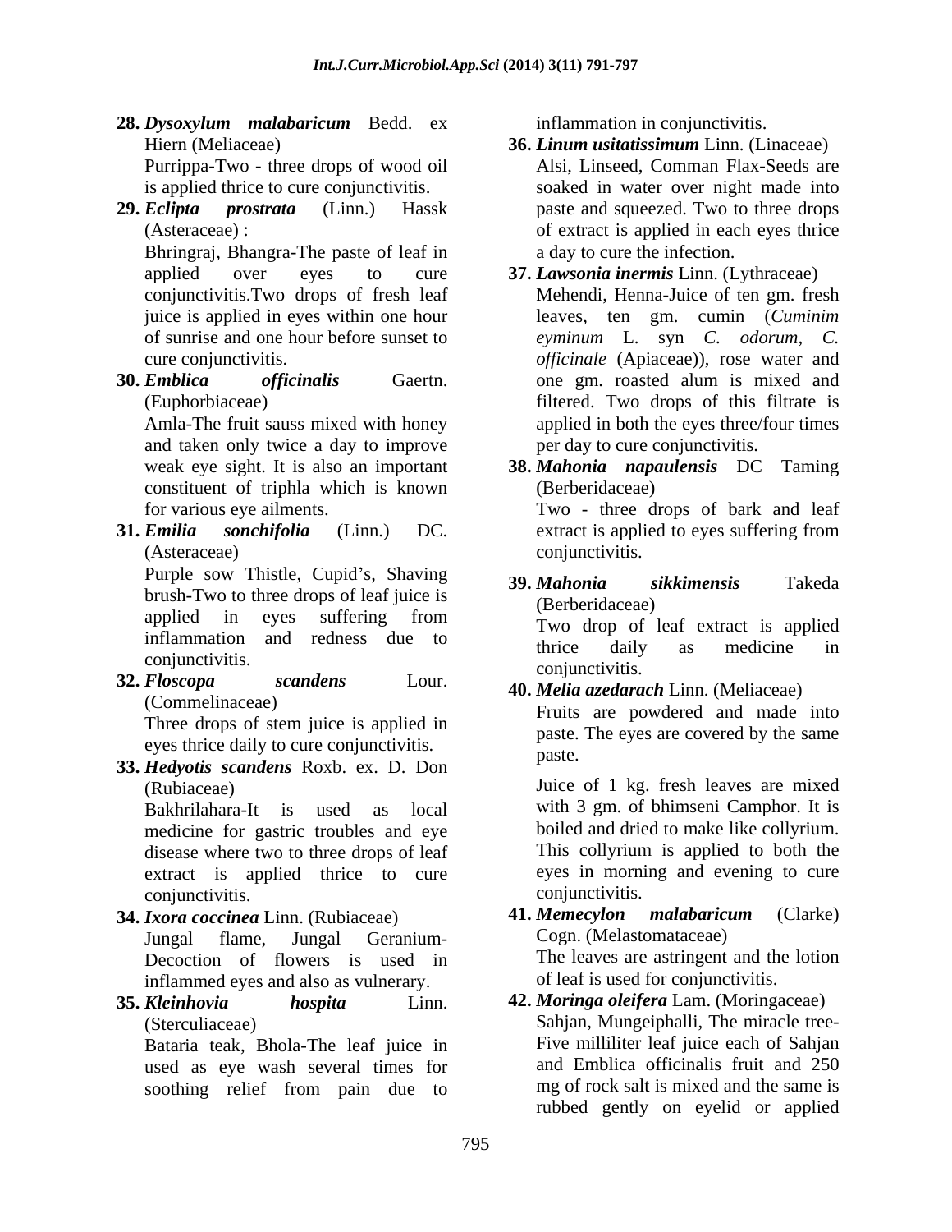28. ***Dysoxylum malabaricum*** Bedd. ex Hiern (Meliaceae)
    Purrippa-Two - three drops of wood oil is applied thrice to cure conjunctivitis.

29. ***Eclipta prostrata*** (Linn.) Hassk (Asteraceae) :
    Bhringraj, Bhangra-The paste of leaf in applied over eyes to cure conjunctivitis.Two drops of fresh leaf juice is applied in eyes within one hour of sunrise and one hour before sunset to cure conjunctivitis.

30. ***Emblica officinalis*** Gaertn. (Euphorbiaceae)
    Amla-The fruit sauss mixed with honey and taken only twice a day to improve weak eye sight. It is also an important constituent of triphla which is known for various eye ailments.

31. ***Emilia sonchifolia*** (Linn.) DC. (Asteraceae)
    Purple sow Thistle, Cupid's, Shaving brush-Two to three drops of leaf juice is applied in eyes suffering from inflammation and redness due to conjunctivitis.

32. ***Floscopa scandens*** Lour. (Commelinaceae)
    Three drops of stem juice is applied in eyes thrice daily to cure conjunctivitis.

33. ***Hedyotis scandens*** Roxb. ex. D. Don (Rubiaceae)
    Bakhrilahara-It is used as local medicine for gastric troubles and eye disease where two to three drops of leaf extract is applied thrice to cure conjunctivitis.

34. ***Ixora coccinea*** Linn. (Rubiaceae)
    Jungal flame, Jungal Geranium-Decoction of flowers is used in inflammed eyes and also as vulnerary.

35. ***Kleinhovia hospita*** Linn. (Sterculiaceae)
    Bataria teak, Bhola-The leaf juice in used as eye wash several times for soothing relief from pain due to inflammation in conjunctivitis.

36. ***Linum usitatissimum*** Linn. (Linaceae)
    Alsi, Linseed, Comman Flax-Seeds are soaked in water over night made into paste and squeezed. Two to three drops of extract is applied in each eyes thrice a day to cure the infection.

37. ***Lawsonia inermis*** Linn. (Lythraceae)
    Mehendi, Henna-Juice of ten gm. fresh leaves, ten gm. cumin (*Cuminim eyminum* L. syn *C. odorum, C. officinale* (Apiaceae)), rose water and one gm. roasted alum is mixed and filtered. Two drops of this filtrate is applied in both the eyes three/four times per day to cure conjunctivitis.

38. ***Mahonia napaulensis*** DC Taming (Berberidaceae)
    Two - three drops of bark and leaf extract is applied to eyes suffering from conjunctivitis.

39. ***Mahonia sikkimensis*** Takeda (Berberidaceae)
    Two drop of leaf extract is applied thrice daily as medicine in conjunctivitis.

40. ***Melia azedarach*** Linn. (Meliaceae)
    Fruits are powdered and made into paste. The eyes are covered by the same paste.

    Juice of 1 kg. fresh leaves are mixed with 3 gm. of bhimseni Camphor. It is boiled and dried to make like collyrium. This collyrium is applied to both the eyes in morning and evening to cure conjunctivitis.

41. ***Memecylon malabaricum*** (Clarke) Cogn. (Melastomataceae)
    The leaves are astringent and the lotion of leaf is used for conjunctivitis.

42. ***Moringa oleifera*** Lam. (Moringaceae)
    Sahjan, Mungeiphalli, The miracle tree-Five milliliter leaf juice each of Sahjan and Emblica officinalis fruit and 250 mg of rock salt is mixed and the same is rubbed gently on eyelid or applied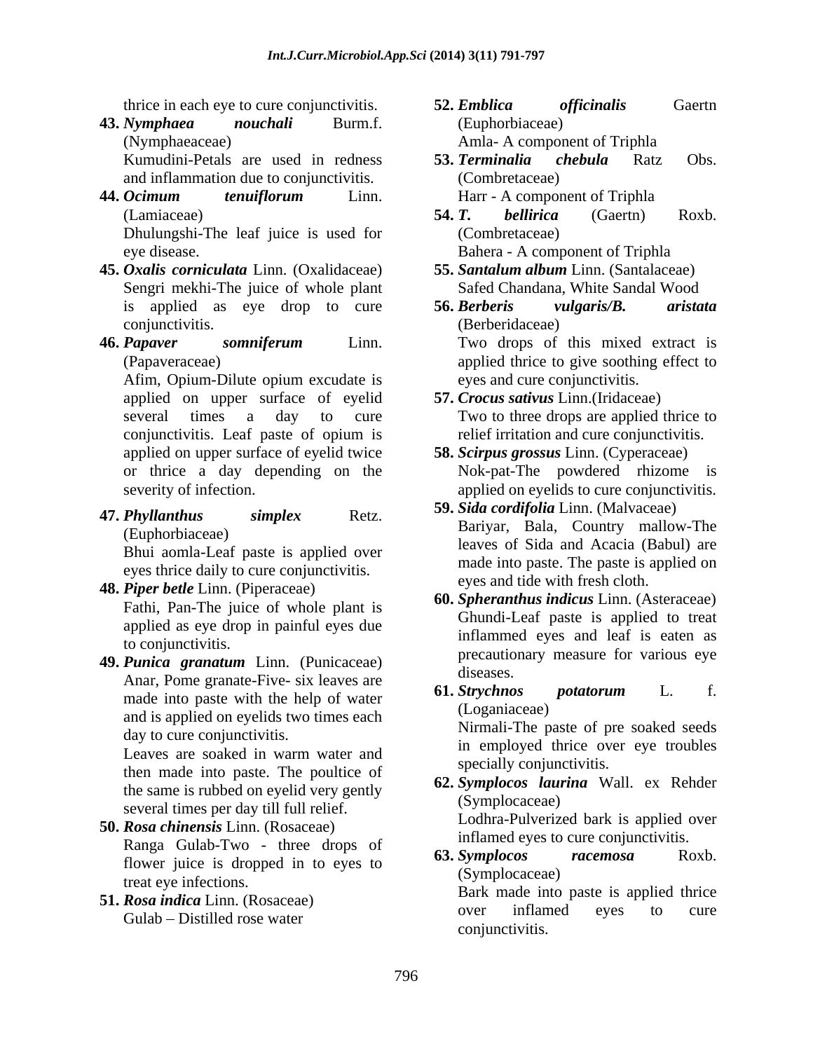thrice in each eye to cure conjunctivitis.

43. ***Nymphaea nouchali*** Burm.f. (Nymphaeaceae)
Kumudini-Petals are used in redness and inflammation due to conjunctivitis.

44. ***Ocimum tenuiflorum*** Linn. (Lamiaceae)
Dhulungshi-The leaf juice is used for eye disease.

45. ***Oxalis corniculata*** Linn. (Oxalidaceae)
Sengri mekhi-The juice of whole plant is applied as eye drop to cure conjunctivitis.

46. ***Papaver somniferum*** Linn. (Papaveraceae)
Afim, Opium-Dilute opium excudate is applied on upper surface of eyelid several times a day to cure conjunctivitis. Leaf paste of opium is applied on upper surface of eyelid twice or thrice a day depending on the severity of infection.

47. ***Phyllanthus simplex*** Retz. (Euphorbiaceae)
Bhui aomla-Leaf paste is applied over eyes thrice daily to cure conjunctivitis.

48. ***Piper betle*** Linn. (Piperaceae)
Fathi, Pan-The juice of whole plant is applied as eye drop in painful eyes due to conjunctivitis.

49. ***Punica granatum*** Linn. (Punicaceae)
Anar, Pome granate-Five- six leaves are made into paste with the help of water and is applied on eyelids two times each day to cure conjunctivitis.
Leaves are soaked in warm water and then made into paste. The poultice of the same is rubbed on eyelid very gently several times per day till full relief.

50. ***Rosa chinensis*** Linn. (Rosaceae)
Ranga Gulab-Two - three drops of flower juice is dropped in to eyes to treat eye infections.

51. ***Rosa indica*** Linn. (Rosaceae)
Gulab – Distilled rose water

52. ***Emblica officinalis*** Gaertn (Euphorbiaceae)
Amla- A component of Triphla

53. ***Terminalia chebula*** Ratz Obs. (Combretaceae)
Harr - A component of Triphla

54. ***T. bellirica*** (Gaertn) Roxb. (Combretaceae)
Bahera - A component of Triphla

55. ***Santalum album*** Linn. (Santalaceae)
Safed Chandana, White Sandal Wood

56. ***Berberis vulgaris/B. aristata*** (Berberidaceae)
Two drops of this mixed extract is applied thrice to give soothing effect to eyes and cure conjunctivitis.

57. ***Crocus sativus*** Linn.(Iridaceae)
Two to three drops are applied thrice to relief irritation and cure conjunctivitis.

58. ***Scirpus grossus*** Linn. (Cyperaceae)
Nok-pat-The powdered rhizome is applied on eyelids to cure conjunctivitis.

59. ***Sida cordifolia*** Linn. (Malvaceae)
Bariyar, Bala, Country mallow-The leaves of Sida and Acacia (Babul) are made into paste. The paste is applied on eyes and tide with fresh cloth.

60. ***Spheranthus indicus*** Linn. (Asteraceae)
Ghundi-Leaf paste is applied to treat inflammed eyes and leaf is eaten as precautionary measure for various eye diseases.

61. ***Strychnos potatorum*** L. f. (Loganiaceae)
Nirmali-The paste of pre soaked seeds in employed thrice over eye troubles specially conjunctivitis.

62. ***Symplocos laurina*** Wall. ex Rehder (Symplocaceae)
Lodhra-Pulverized bark is applied over inflamed eyes to cure conjunctivitis.

63. ***Symplocos racemosa*** Roxb. (Symplocaceae)
Bark made into paste is applied thrice over inflamed eyes to cure conjunctivitis.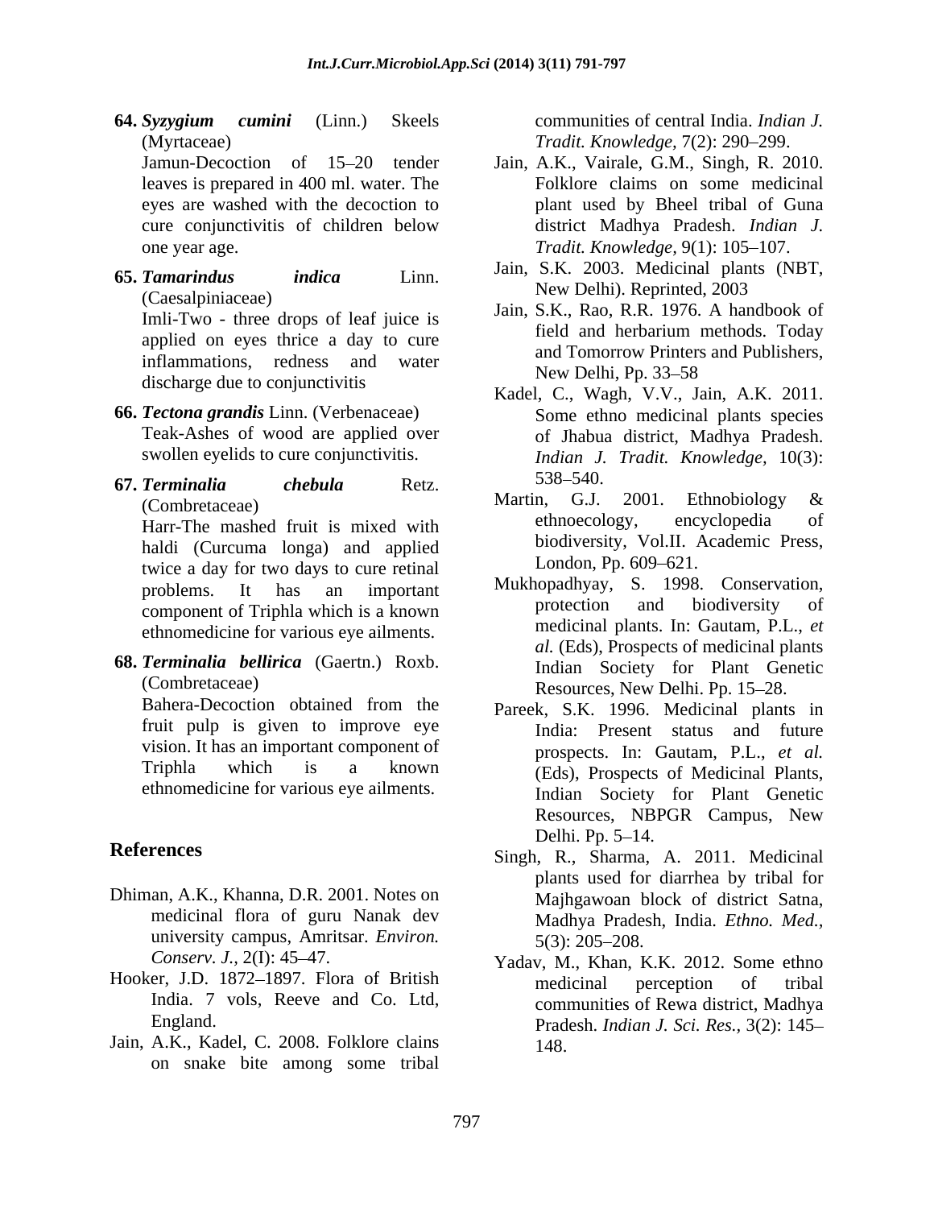**64.** ***Syzygium cumini*** (Linn.) Skeels (Myrtaceae)
Jamun-Decoction of 15–20 tender leaves is prepared in 400 ml. water. The eyes are washed with the decoction to cure conjunctivitis of children below one year age.

**65.** ***Tamarindus indica*** Linn. (Caesalpiniaceae)
Imli-Two - three drops of leaf juice is applied on eyes thrice a day to cure inflammations, redness and water discharge due to conjunctivitis

**66.** ***Tectona grandis*** Linn. (Verbenaceae)
Teak-Ashes of wood are applied over swollen eyelids to cure conjunctivitis.

**67.** ***Terminalia chebula*** Retz. (Combretaceae)
Harr-The mashed fruit is mixed with haldi (Curcuma longa) and applied twice a day for two days to cure retinal problems. It has an important component of Triphla which is a known ethnomedicine for various eye ailments.

**68.** ***Terminalia bellirica*** (Gaertn.) Roxb. (Combretaceae)
Bahera-Decoction obtained from the fruit pulp is given to improve eye vision. It has an important component of Triphla which is a known ethnomedicine for various eye ailments.

## References

Dhiman, A.K., Khanna, D.R. 2001. Notes on medicinal flora of guru Nanak dev university campus, Amritsar. *Environ. Conserv. J.,* 2(I): 45–47.

Hooker, J.D. 1872–1897. Flora of British India. 7 vols, Reeve and Co. Ltd, England.

Jain, A.K., Kadel, C. 2008. Folklore clains on snake bite among some tribal communities of central India. *Indian J. Tradit. Knowledge,* 7(2): 290–299.

Jain, A.K., Vairale, G.M., Singh, R. 2010. Folklore claims on some medicinal plant used by Bheel tribal of Guna district Madhya Pradesh. *Indian J. Tradit. Knowledge,* 9(1): 105–107.

Jain, S.K. 2003. Medicinal plants (NBT, New Delhi). Reprinted, 2003

Jain, S.K., Rao, R.R. 1976. A handbook of field and herbarium methods. Today and Tomorrow Printers and Publishers, New Delhi, Pp. 33–58

Kadel, C., Wagh, V.V., Jain, A.K. 2011. Some ethno medicinal plants species of Jhabua district, Madhya Pradesh. *Indian J. Tradit. Knowledge,* 10(3): 538–540.

Martin, G.J. 2001. Ethnobiology & ethnoecology, encyclopedia of biodiversity, Vol.II. Academic Press, London, Pp. 609–621.

Mukhopadhyay, S. 1998. Conservation, protection and biodiversity of medicinal plants. In: Gautam, P.L., *et al.* (Eds), Prospects of medicinal plants Indian Society for Plant Genetic Resources, New Delhi. Pp. 15–28.

Pareek, S.K. 1996. Medicinal plants in India: Present status and future prospects. In: Gautam, P.L., *et al.* (Eds), Prospects of Medicinal Plants, Indian Society for Plant Genetic Resources, NBPGR Campus, New Delhi. Pp. 5–14.

Singh, R., Sharma, A. 2011. Medicinal plants used for diarrhea by tribal for Majhgawoan block of district Satna, Madhya Pradesh, India. *Ethno. Med.,* 5(3): 205–208.

Yadav, M., Khan, K.K. 2012. Some ethno medicinal perception of tribal communities of Rewa district, Madhya Pradesh. *Indian J. Sci. Res.,* 3(2): 145–148.